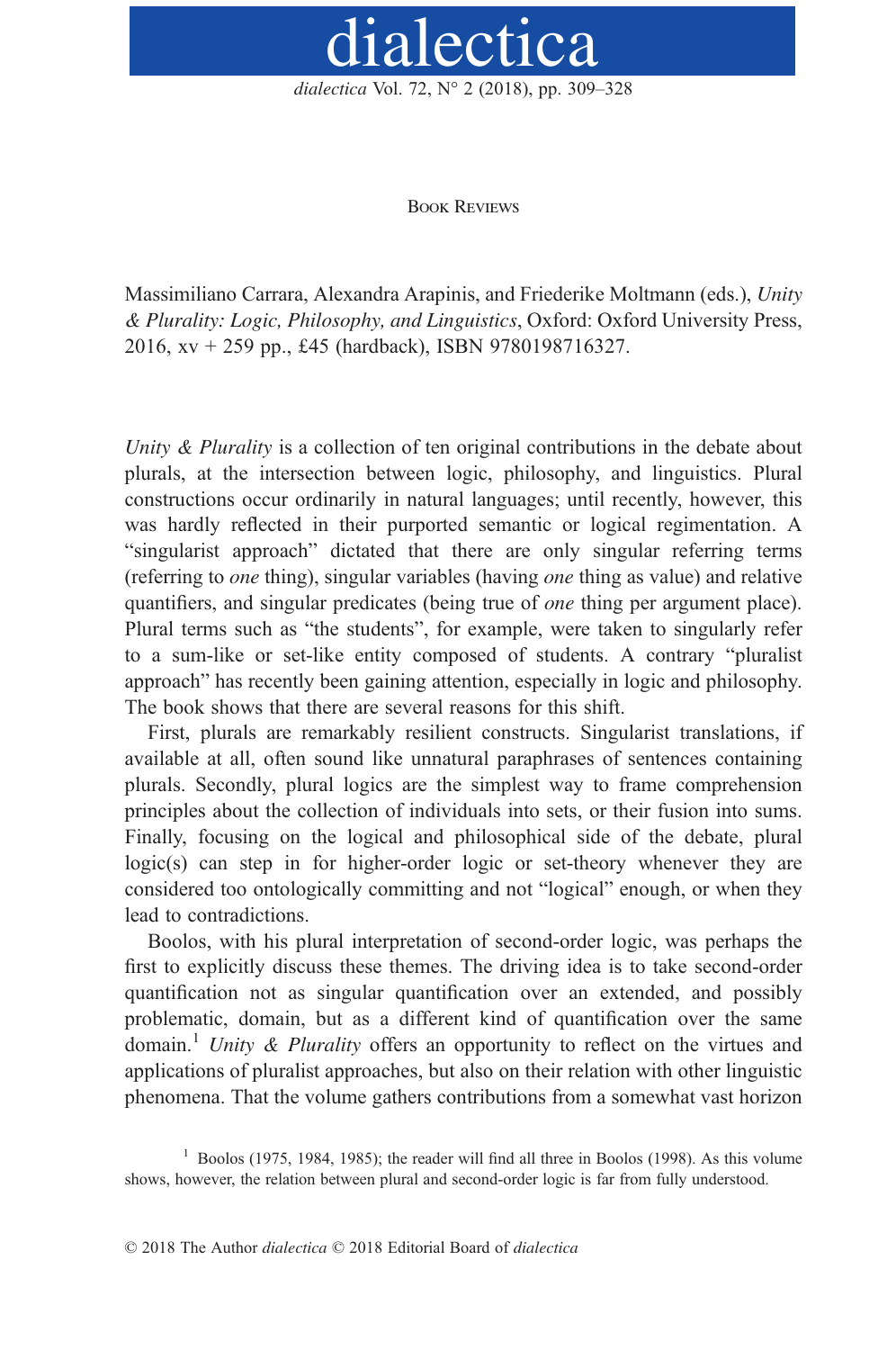Book Reviews

Massimiliano Carrara, Alexandra Arapinis, and Friederike Moltmann (eds.), *Unity & Plurality: Logic, Philosophy, and Linguistics*, Oxford: Oxford University Press, 2016, xv + 259 pp., £45 (hardback), ISBN 9780198716327.

*Unity & Plurality* is a collection of ten original contributions in the debate about plurals, at the intersection between logic, philosophy, and linguistics. Plural constructions occur ordinarily in natural languages; until recently, however, this was hardly reflected in their purported semantic or logical regimentation. A "singularist approach" dictated that there are only singular referring terms (referring to *one* thing), singular variables (having *one* thing as value) and relative quantifiers, and singular predicates (being true of *one* thing per argument place). Plural terms such as "the students", for example, were taken to singularly refer to a sum-like or set-like entity composed of students. A contrary "pluralist approach" has recently been gaining attention, especially in logic and philosophy. The book shows that there are several reasons for this shift.

First, plurals are remarkably resilient constructs. Singularist translations, if available at all, often sound like unnatural paraphrases of sentences containing plurals. Secondly, plural logics are the simplest way to frame comprehension principles about the collection of individuals into sets, or their fusion into sums. Finally, focusing on the logical and philosophical side of the debate, plural logic(s) can step in for higher-order logic or set-theory whenever they are considered too ontologically committing and not "logical" enough, or when they lead to contradictions.

Boolos, with his plural interpretation of second-order logic, was perhaps the first to explicitly discuss these themes. The driving idea is to take second-order quantification not as singular quantification over an extended, and possibly problematic, domain, but as a different kind of quantification over the same domain.[1] *Unity & Plurality* offers an opportunity to reflect on the virtues and applications of pluralist approaches, but also on their relation with other linguistic phenomena. That the volume gathers contributions from a somewhat vast horizon

[1] Boolos (1975, 1984, 1985); the reader will find all three in Boolos (1998). As this volume shows, however, the relation between plural and second-order logic is far from fully understood.

© 2018 The Author *dialectica* © 2018 Editorial Board of *dialectica*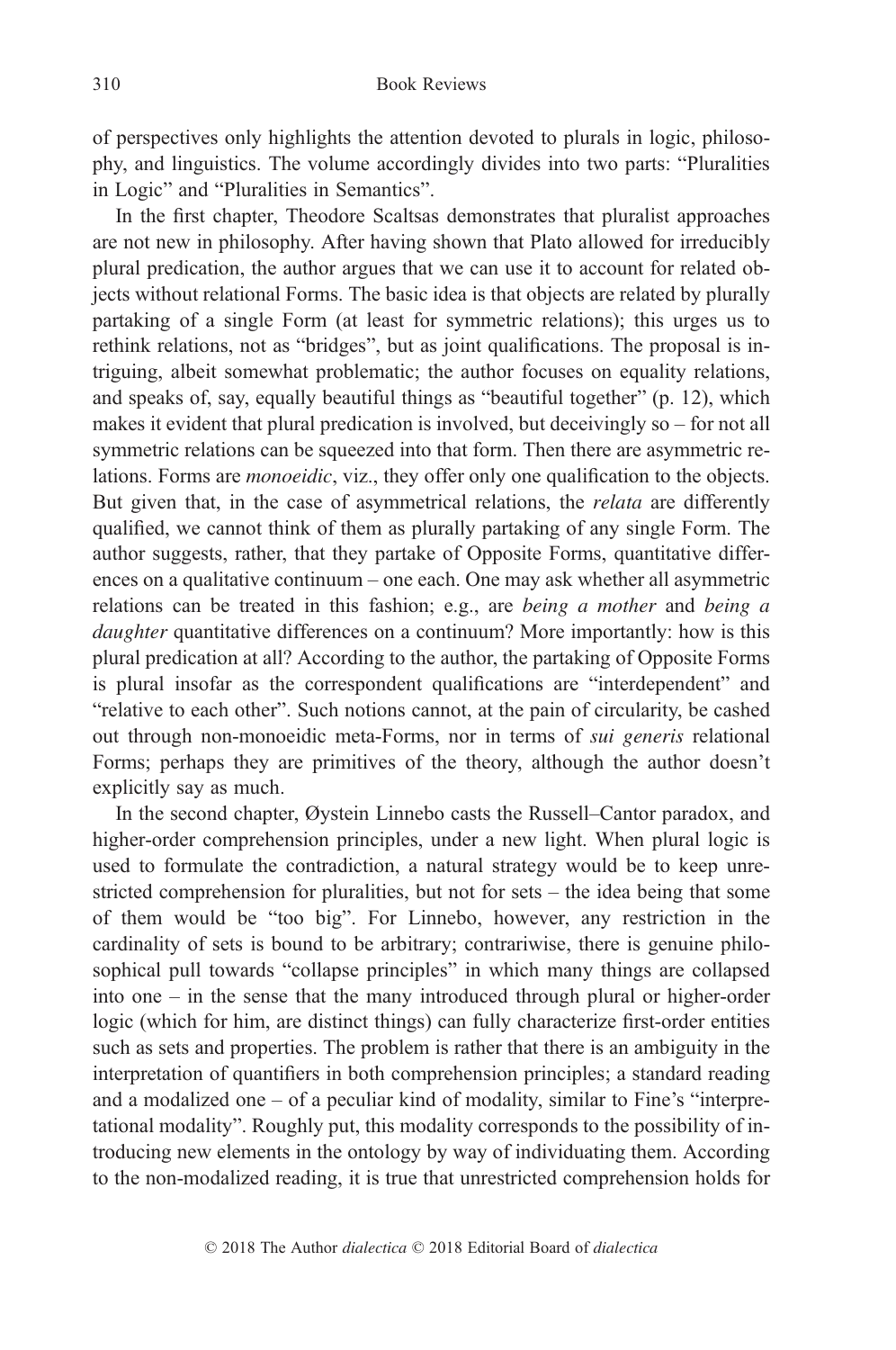of perspectives only highlights the attention devoted to plurals in logic, philosophy, and linguistics. The volume accordingly divides into two parts: "Pluralities in Logic" and "Pluralities in Semantics".

In the first chapter, Theodore Scaltsas demonstrates that pluralist approaches are not new in philosophy. After having shown that Plato allowed for irreducibly plural predication, the author argues that we can use it to account for related objects without relational Forms. The basic idea is that objects are related by plurally partaking of a single Form (at least for symmetric relations); this urges us to rethink relations, not as "bridges", but as joint qualifications. The proposal is intriguing, albeit somewhat problematic; the author focuses on equality relations, and speaks of, say, equally beautiful things as "beautiful together" (p. 12), which makes it evident that plural predication is involved, but deceivingly so – for not all symmetric relations can be squeezed into that form. Then there are asymmetric relations. Forms are *monoeidic*, viz., they offer only one qualification to the objects. But given that, in the case of asymmetrical relations, the *relata* are differently qualified, we cannot think of them as plurally partaking of any single Form. The author suggests, rather, that they partake of Opposite Forms, quantitative differences on a qualitative continuum – one each. One may ask whether all asymmetric relations can be treated in this fashion; e.g., are *being a mother* and *being a daughter* quantitative differences on a continuum? More importantly: how is this plural predication at all? According to the author, the partaking of Opposite Forms is plural insofar as the correspondent qualifications are "interdependent" and "relative to each other". Such notions cannot, at the pain of circularity, be cashed out through non-monoeidic meta-Forms, nor in terms of *sui generis* relational Forms; perhaps they are primitives of the theory, although the author doesn't explicitly say as much.

In the second chapter, Øystein Linnebo casts the Russell–Cantor paradox, and higher-order comprehension principles, under a new light. When plural logic is used to formulate the contradiction, a natural strategy would be to keep unrestricted comprehension for pluralities, but not for sets – the idea being that some of them would be "too big". For Linnebo, however, any restriction in the cardinality of sets is bound to be arbitrary; contrariwise, there is genuine philosophical pull towards "collapse principles" in which many things are collapsed into one – in the sense that the many introduced through plural or higher-order logic (which for him, are distinct things) can fully characterize first-order entities such as sets and properties. The problem is rather that there is an ambiguity in the interpretation of quantifiers in both comprehension principles; a standard reading and a modalized one – of a peculiar kind of modality, similar to Fine's "interpretational modality". Roughly put, this modality corresponds to the possibility of introducing new elements in the ontology by way of individuating them. According to the non-modalized reading, it is true that unrestricted comprehension holds for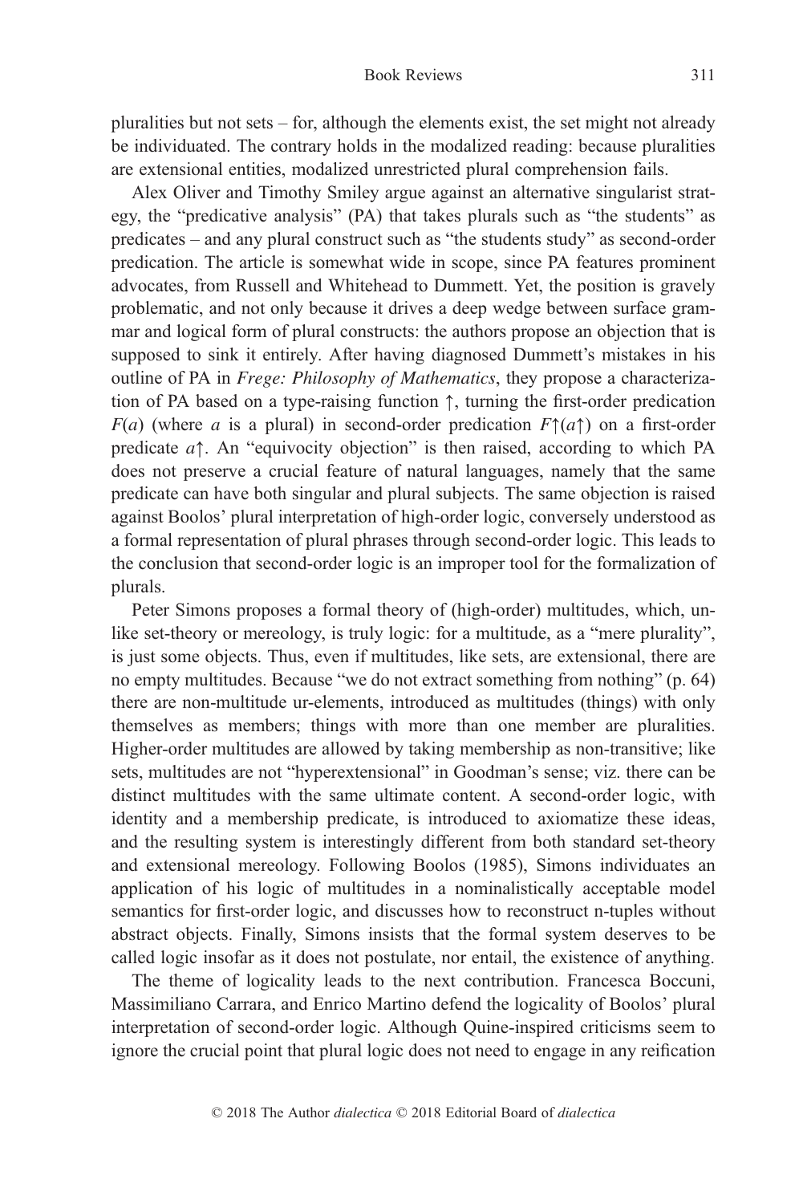pluralities but not sets – for, although the elements exist, the set might not already be individuated. The contrary holds in the modalized reading: because pluralities are extensional entities, modalized unrestricted plural comprehension fails.

Alex Oliver and Timothy Smiley argue against an alternative singularist strategy, the "predicative analysis" (PA) that takes plurals such as "the students" as predicates – and any plural construct such as "the students study" as second-order predication. The article is somewhat wide in scope, since PA features prominent advocates, from Russell and Whitehead to Dummett. Yet, the position is gravely problematic, and not only because it drives a deep wedge between surface grammar and logical form of plural constructs: the authors propose an objection that is supposed to sink it entirely. After having diagnosed Dummett's mistakes in his outline of PA in *Frege: Philosophy of Mathematics*, they propose a characterization of PA based on a type-raising function ↑, turning the first-order predication $F(a)$ (where $a$ is a plural) in second-order predication $F{\uparrow}(a{\uparrow})$ on a first-order predicate $a{\uparrow}$. An "equivocity objection" is then raised, according to which PA does not preserve a crucial feature of natural languages, namely that the same predicate can have both singular and plural subjects. The same objection is raised against Boolos' plural interpretation of high-order logic, conversely understood as a formal representation of plural phrases through second-order logic. This leads to the conclusion that second-order logic is an improper tool for the formalization of plurals.

Peter Simons proposes a formal theory of (high-order) multitudes, which, unlike set-theory or mereology, is truly logic: for a multitude, as a "mere plurality", is just some objects. Thus, even if multitudes, like sets, are extensional, there are no empty multitudes. Because "we do not extract something from nothing" (p. 64) there are non-multitude ur-elements, introduced as multitudes (things) with only themselves as members; things with more than one member are pluralities. Higher-order multitudes are allowed by taking membership as non-transitive; like sets, multitudes are not "hyperextensional" in Goodman's sense; viz. there can be distinct multitudes with the same ultimate content. A second-order logic, with identity and a membership predicate, is introduced to axiomatize these ideas, and the resulting system is interestingly different from both standard set-theory and extensional mereology. Following Boolos (1985), Simons individuates an application of his logic of multitudes in a nominalistically acceptable model semantics for first-order logic, and discusses how to reconstruct n-tuples without abstract objects. Finally, Simons insists that the formal system deserves to be called logic insofar as it does not postulate, nor entail, the existence of anything.

The theme of logicality leads to the next contribution. Francesca Boccuni, Massimiliano Carrara, and Enrico Martino defend the logicality of Boolos' plural interpretation of second-order logic. Although Quine-inspired criticisms seem to ignore the crucial point that plural logic does not need to engage in any reification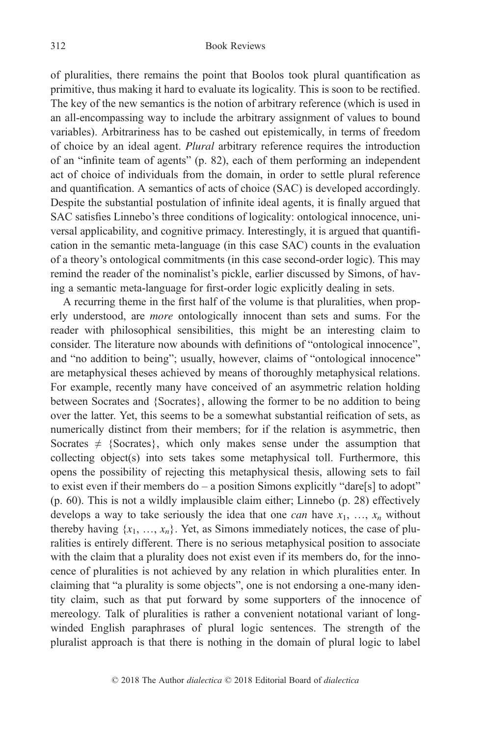of pluralities, there remains the point that Boolos took plural quantification as primitive, thus making it hard to evaluate its logicality. This is soon to be rectified. The key of the new semantics is the notion of arbitrary reference (which is used in an all-encompassing way to include the arbitrary assignment of values to bound variables). Arbitrariness has to be cashed out epistemically, in terms of freedom of choice by an ideal agent. *Plural* arbitrary reference requires the introduction of an "infinite team of agents" (p. 82), each of them performing an independent act of choice of individuals from the domain, in order to settle plural reference and quantification. A semantics of acts of choice (SAC) is developed accordingly. Despite the substantial postulation of infinite ideal agents, it is finally argued that SAC satisfies Linnebo's three conditions of logicality: ontological innocence, universal applicability, and cognitive primacy. Interestingly, it is argued that quantification in the semantic meta-language (in this case SAC) counts in the evaluation of a theory's ontological commitments (in this case second-order logic). This may remind the reader of the nominalist's pickle, earlier discussed by Simons, of having a semantic meta-language for first-order logic explicitly dealing in sets.

A recurring theme in the first half of the volume is that pluralities, when properly understood, are *more* ontologically innocent than sets and sums. For the reader with philosophical sensibilities, this might be an interesting claim to consider. The literature now abounds with definitions of "ontological innocence", and "no addition to being"; usually, however, claims of "ontological innocence" are metaphysical theses achieved by means of thoroughly metaphysical relations. For example, recently many have conceived of an asymmetric relation holding between Socrates and {Socrates}, allowing the former to be no addition to being over the latter. Yet, this seems to be a somewhat substantial reification of sets, as numerically distinct from their members; for if the relation is asymmetric, then Socrates $\neq$ {Socrates}, which only makes sense under the assumption that collecting object(s) into sets takes some metaphysical toll. Furthermore, this opens the possibility of rejecting this metaphysical thesis, allowing sets to fail to exist even if their members do – a position Simons explicitly "dare[s] to adopt" (p. 60). This is not a wildly implausible claim either; Linnebo (p. 28) effectively develops a way to take seriously the idea that one *can* have $x_1, \ldots, x_n$ without thereby having $\{x_1, \ldots, x_n\}$. Yet, as Simons immediately notices, the case of pluralities is entirely different. There is no serious metaphysical position to associate with the claim that a plurality does not exist even if its members do, for the innocence of pluralities is not achieved by any relation in which pluralities enter. In claiming that "a plurality is some objects", one is not endorsing a one-many identity claim, such as that put forward by some supporters of the innocence of mereology. Talk of pluralities is rather a convenient notational variant of long-winded English paraphrases of plural logic sentences. The strength of the pluralist approach is that there is nothing in the domain of plural logic to label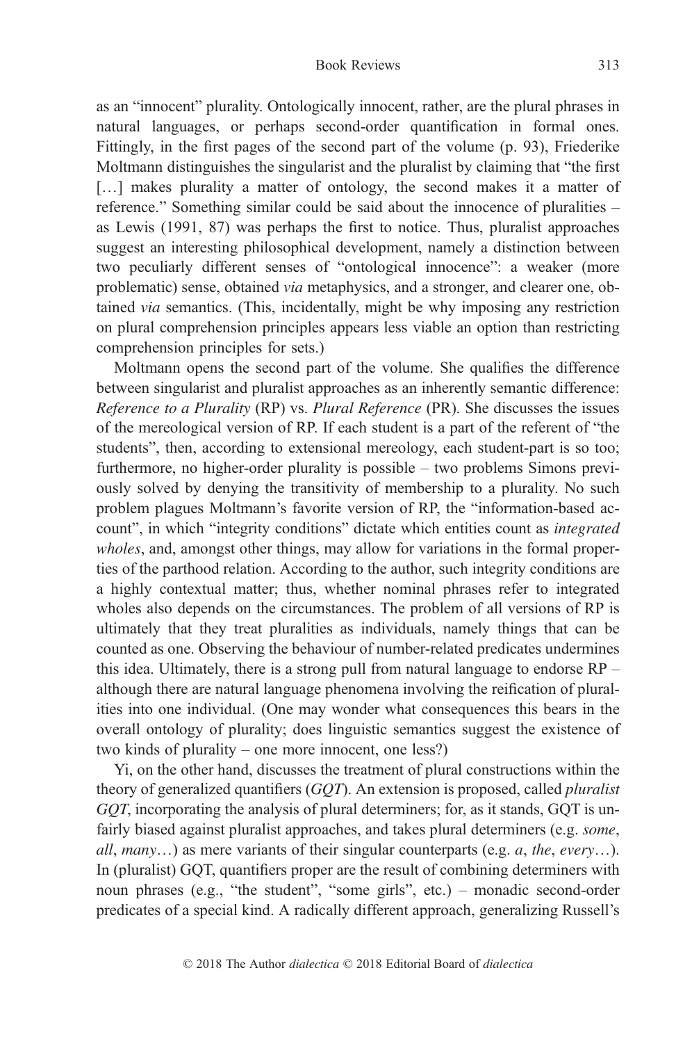as an "innocent" plurality. Ontologically innocent, rather, are the plural phrases in natural languages, or perhaps second-order quantification in formal ones. Fittingly, in the first pages of the second part of the volume (p. 93), Friederike Moltmann distinguishes the singularist and the pluralist by claiming that "the first […] makes plurality a matter of ontology, the second makes it a matter of reference." Something similar could be said about the innocence of pluralities – as Lewis (1991, 87) was perhaps the first to notice. Thus, pluralist approaches suggest an interesting philosophical development, namely a distinction between two peculiarly different senses of "ontological innocence": a weaker (more problematic) sense, obtained *via* metaphysics, and a stronger, and clearer one, obtained *via* semantics. (This, incidentally, might be why imposing any restriction on plural comprehension principles appears less viable an option than restricting comprehension principles for sets.)

Moltmann opens the second part of the volume. She qualifies the difference between singularist and pluralist approaches as an inherently semantic difference: *Reference to a Plurality* (RP) vs. *Plural Reference* (PR). She discusses the issues of the mereological version of RP. If each student is a part of the referent of "the students", then, according to extensional mereology, each student-part is so too; furthermore, no higher-order plurality is possible – two problems Simons previously solved by denying the transitivity of membership to a plurality. No such problem plagues Moltmann's favorite version of RP, the "information-based account", in which "integrity conditions" dictate which entities count as *integrated wholes*, and, amongst other things, may allow for variations in the formal properties of the parthood relation. According to the author, such integrity conditions are a highly contextual matter; thus, whether nominal phrases refer to integrated wholes also depends on the circumstances. The problem of all versions of RP is ultimately that they treat pluralities as individuals, namely things that can be counted as one. Observing the behaviour of number-related predicates undermines this idea. Ultimately, there is a strong pull from natural language to endorse RP – although there are natural language phenomena involving the reification of pluralities into one individual. (One may wonder what consequences this bears in the overall ontology of plurality; does linguistic semantics suggest the existence of two kinds of plurality – one more innocent, one less?)

Yi, on the other hand, discusses the treatment of plural constructions within the theory of generalized quantifiers (*GQT*). An extension is proposed, called *pluralist GQT*, incorporating the analysis of plural determiners; for, as it stands, GQT is unfairly biased against pluralist approaches, and takes plural determiners (e.g. *some*, *all*, *many*…) as mere variants of their singular counterparts (e.g. *a*, *the*, *every*…). In (pluralist) GQT, quantifiers proper are the result of combining determiners with noun phrases (e.g., "the student", "some girls", etc.) – monadic second-order predicates of a special kind. A radically different approach, generalizing Russell's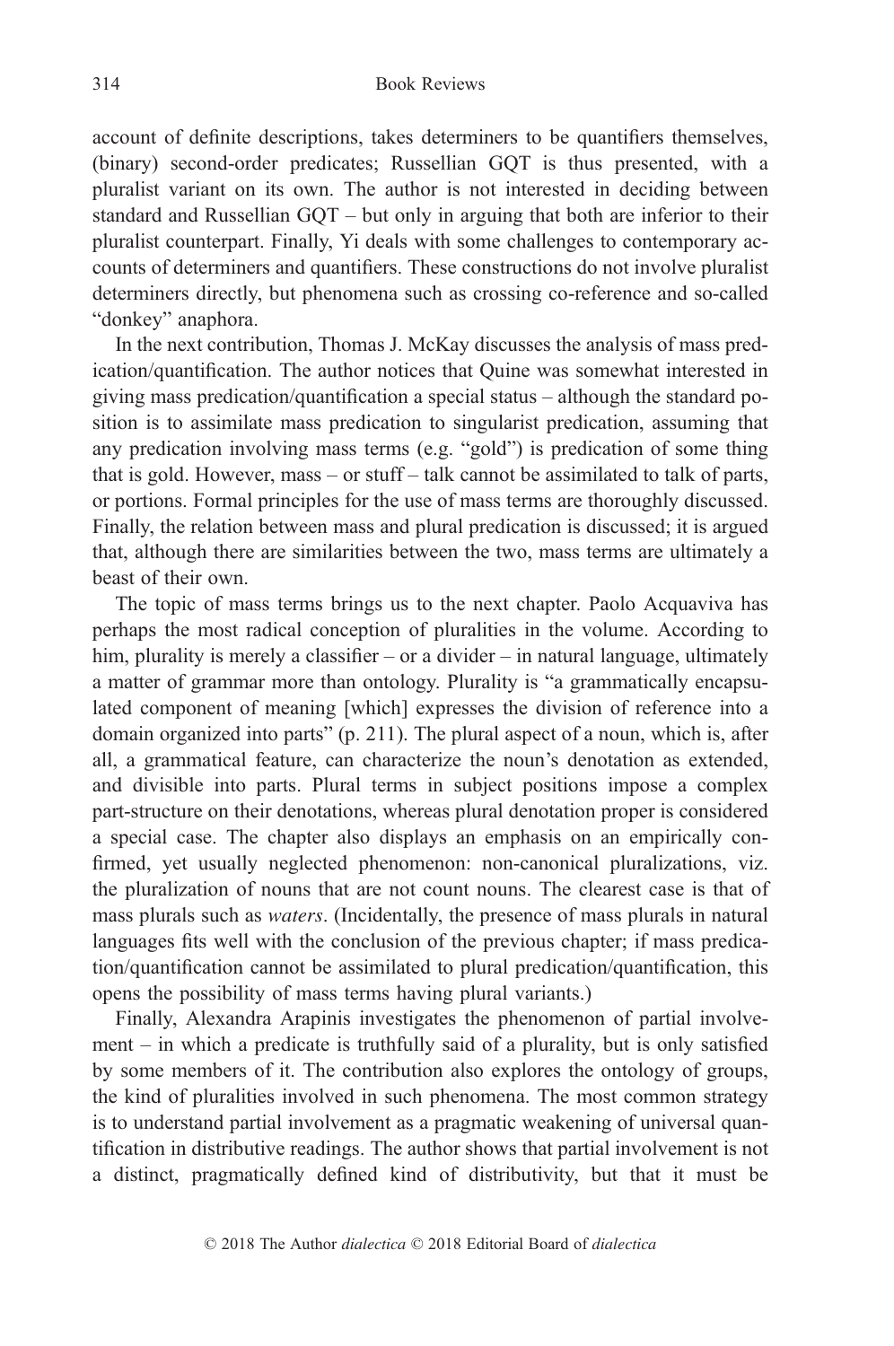account of definite descriptions, takes determiners to be quantifiers themselves, (binary) second-order predicates; Russellian GQT is thus presented, with a pluralist variant on its own. The author is not interested in deciding between standard and Russellian GQT – but only in arguing that both are inferior to their pluralist counterpart. Finally, Yi deals with some challenges to contemporary accounts of determiners and quantifiers. These constructions do not involve pluralist determiners directly, but phenomena such as crossing co-reference and so-called "donkey" anaphora.

In the next contribution, Thomas J. McKay discusses the analysis of mass predication/quantification. The author notices that Quine was somewhat interested in giving mass predication/quantification a special status – although the standard position is to assimilate mass predication to singularist predication, assuming that any predication involving mass terms (e.g. "gold") is predication of some thing that is gold. However, mass – or stuff – talk cannot be assimilated to talk of parts, or portions. Formal principles for the use of mass terms are thoroughly discussed. Finally, the relation between mass and plural predication is discussed; it is argued that, although there are similarities between the two, mass terms are ultimately a beast of their own.

The topic of mass terms brings us to the next chapter. Paolo Acquaviva has perhaps the most radical conception of pluralities in the volume. According to him, plurality is merely a classifier – or a divider – in natural language, ultimately a matter of grammar more than ontology. Plurality is "a grammatically encapsulated component of meaning [which] expresses the division of reference into a domain organized into parts" (p. 211). The plural aspect of a noun, which is, after all, a grammatical feature, can characterize the noun's denotation as extended, and divisible into parts. Plural terms in subject positions impose a complex part-structure on their denotations, whereas plural denotation proper is considered a special case. The chapter also displays an emphasis on an empirically confirmed, yet usually neglected phenomenon: non-canonical pluralizations, viz. the pluralization of nouns that are not count nouns. The clearest case is that of mass plurals such as *waters*. (Incidentally, the presence of mass plurals in natural languages fits well with the conclusion of the previous chapter; if mass predication/quantification cannot be assimilated to plural predication/quantification, this opens the possibility of mass terms having plural variants.)

Finally, Alexandra Arapinis investigates the phenomenon of partial involvement – in which a predicate is truthfully said of a plurality, but is only satisfied by some members of it. The contribution also explores the ontology of groups, the kind of pluralities involved in such phenomena. The most common strategy is to understand partial involvement as a pragmatic weakening of universal quantification in distributive readings. The author shows that partial involvement is not a distinct, pragmatically defined kind of distributivity, but that it must be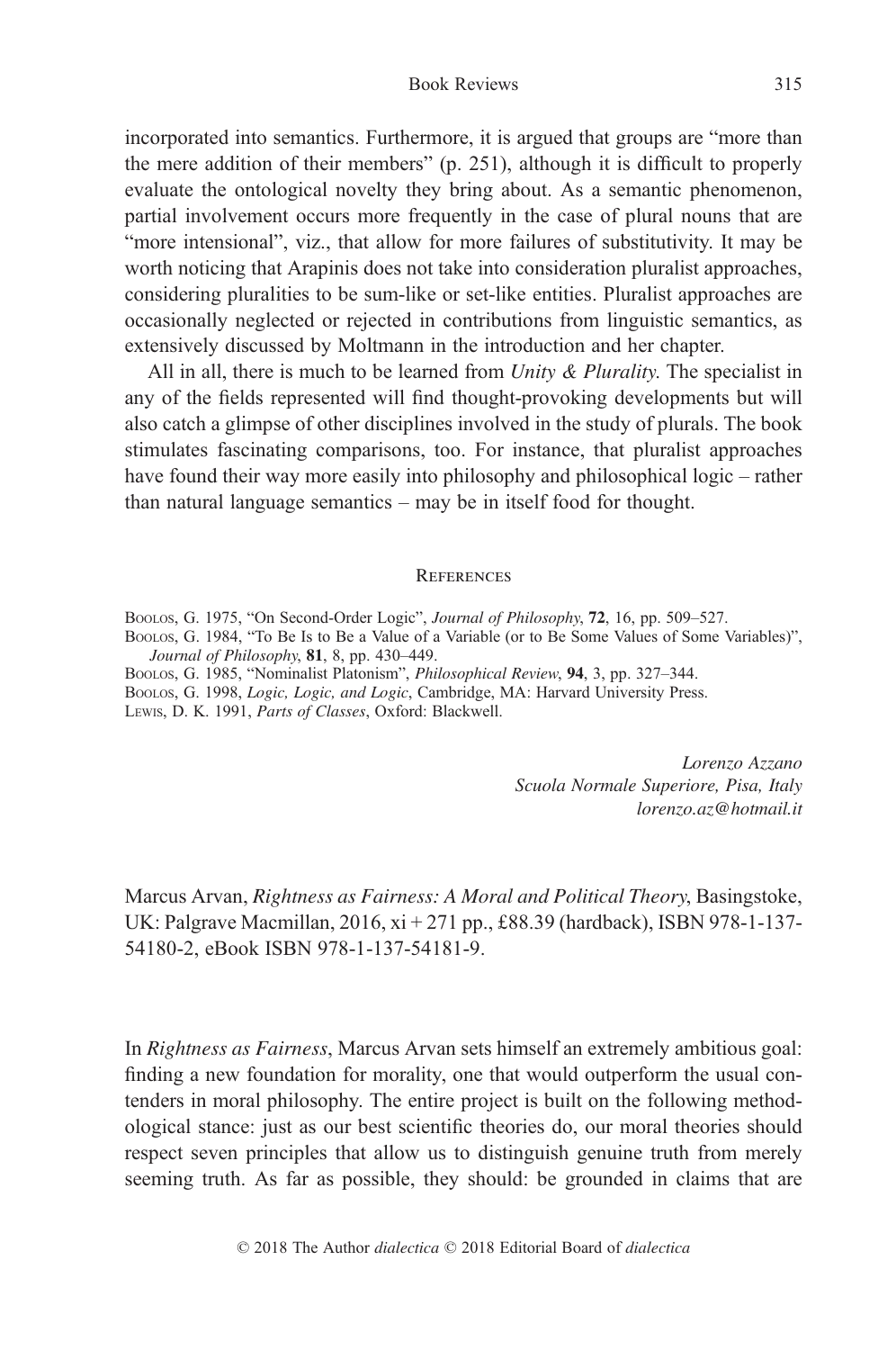incorporated into semantics. Furthermore, it is argued that groups are "more than the mere addition of their members" (p. 251), although it is difficult to properly evaluate the ontological novelty they bring about. As a semantic phenomenon, partial involvement occurs more frequently in the case of plural nouns that are "more intensional", viz., that allow for more failures of substitutivity. It may be worth noticing that Arapinis does not take into consideration pluralist approaches, considering pluralities to be sum-like or set-like entities. Pluralist approaches are occasionally neglected or rejected in contributions from linguistic semantics, as extensively discussed by Moltmann in the introduction and her chapter.

All in all, there is much to be learned from *Unity & Plurality*. The specialist in any of the fields represented will find thought-provoking developments but will also catch a glimpse of other disciplines involved in the study of plurals. The book stimulates fascinating comparisons, too. For instance, that pluralist approaches have found their way more easily into philosophy and philosophical logic – rather than natural language semantics – may be in itself food for thought.

## References

Boolos, G. 1975, "On Second-Order Logic", *Journal of Philosophy*, **72**, 16, pp. 509–527.

Boolos, G. 1984, "To Be Is to Be a Value of a Variable (or to Be Some Values of Some Variables)", *Journal of Philosophy*, **81**, 8, pp. 430–449.

Boolos, G. 1985, "Nominalist Platonism", *Philosophical Review*, **94**, 3, pp. 327–344.

Boolos, G. 1998, *Logic, Logic, and Logic*, Cambridge, MA: Harvard University Press.

Lewis, D. K. 1991, *Parts of Classes*, Oxford: Blackwell.

*Lorenzo Azzano*
*Scuola Normale Superiore, Pisa, Italy*
*lorenzo.az@hotmail.it*

Marcus Arvan, *Rightness as Fairness: A Moral and Political Theory*, Basingstoke, UK: Palgrave Macmillan, 2016, xi + 271 pp., £88.39 (hardback), ISBN 978-1-137-54180-2, eBook ISBN 978-1-137-54181-9.

In *Rightness as Fairness*, Marcus Arvan sets himself an extremely ambitious goal: finding a new foundation for morality, one that would outperform the usual contenders in moral philosophy. The entire project is built on the following methodological stance: just as our best scientific theories do, our moral theories should respect seven principles that allow us to distinguish genuine truth from merely seeming truth. As far as possible, they should: be grounded in claims that are